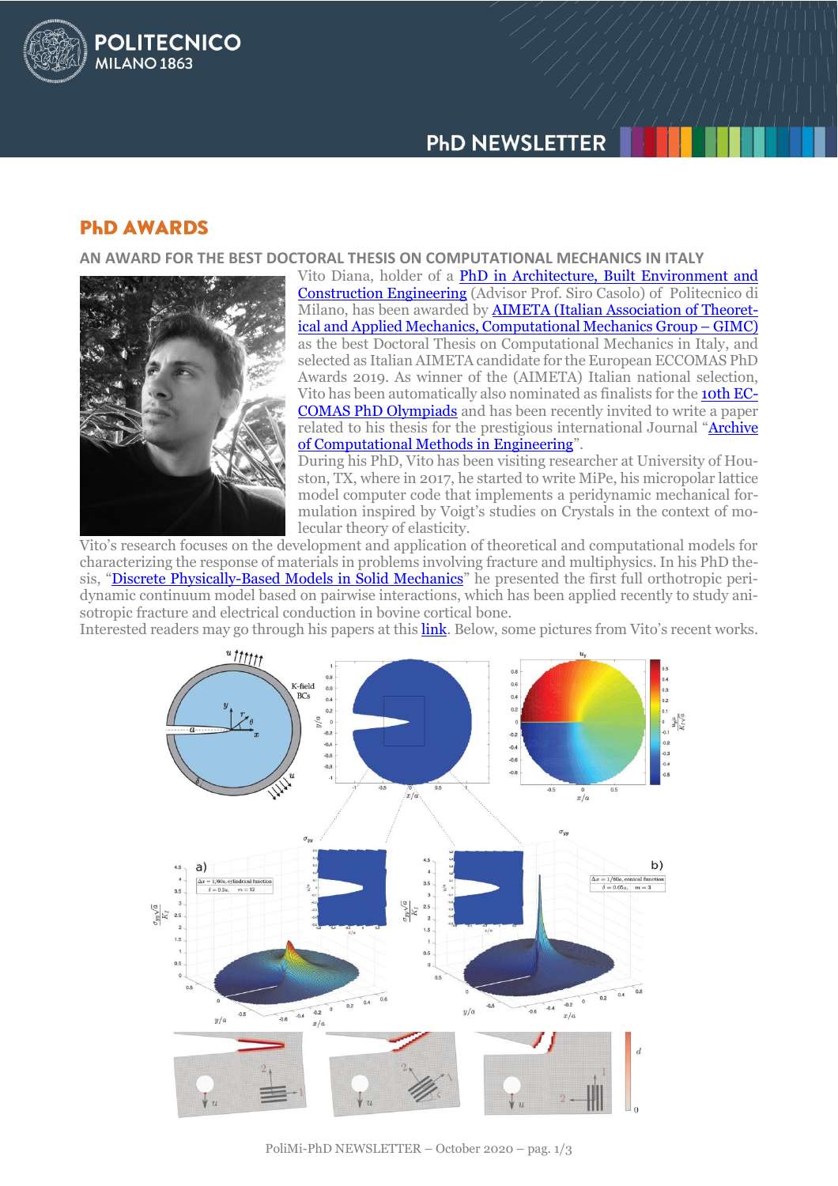# PhD AWARDS

## AN AWARD FOR THE BEST DOCTORAL THESIS ON COMPUTATIONAL MECHANICS IN ITALY

Vito Diana, holder of a PhD in Architecture, Built Environment and Construction Engineering (Advisor Prof. Siro Casolo) of Politecnico di Milano, has been awarded by AIMETA (Italian Association of Theoretical and Applied Mechanics, Computational Mechanics Group – GIMC) as the best Doctoral Thesis on Computational Mechanics in Italy, and selected as Italian AIMETA candidate for the European ECCOMAS PhD Awards 2019. As winner of the (AIMETA) Italian national selection, Vito has been automatically also nominated as finalists for the 10th ECCOMAS PhD Olympiads and has been recently invited to write a paper related to his thesis for the prestigious international Journal "Archive of Computational Methods in Engineering".

During his PhD, Vito has been visiting researcher at University of Houston, TX, where in 2017, he started to write MiPe, his micropolar lattice model computer code that implements a peridynamic mechanical formulation inspired by Voigt's studies on Crystals in the context of molecular theory of elasticity.

Vito's research focuses on the development and application of theoretical and computational models for characterizing the response of materials in problems involving fracture and multiphysics. In his PhD thesis, "Discrete Physically-Based Models in Solid Mechanics" he presented the first full orthotropic peridynamic continuum model based on pairwise interactions, which has been applied recently to study anisotropic fracture and electrical conduction in bovine cortical bone.

Interested readers may go through his papers at this link. Below, some pictures from Vito's recent works.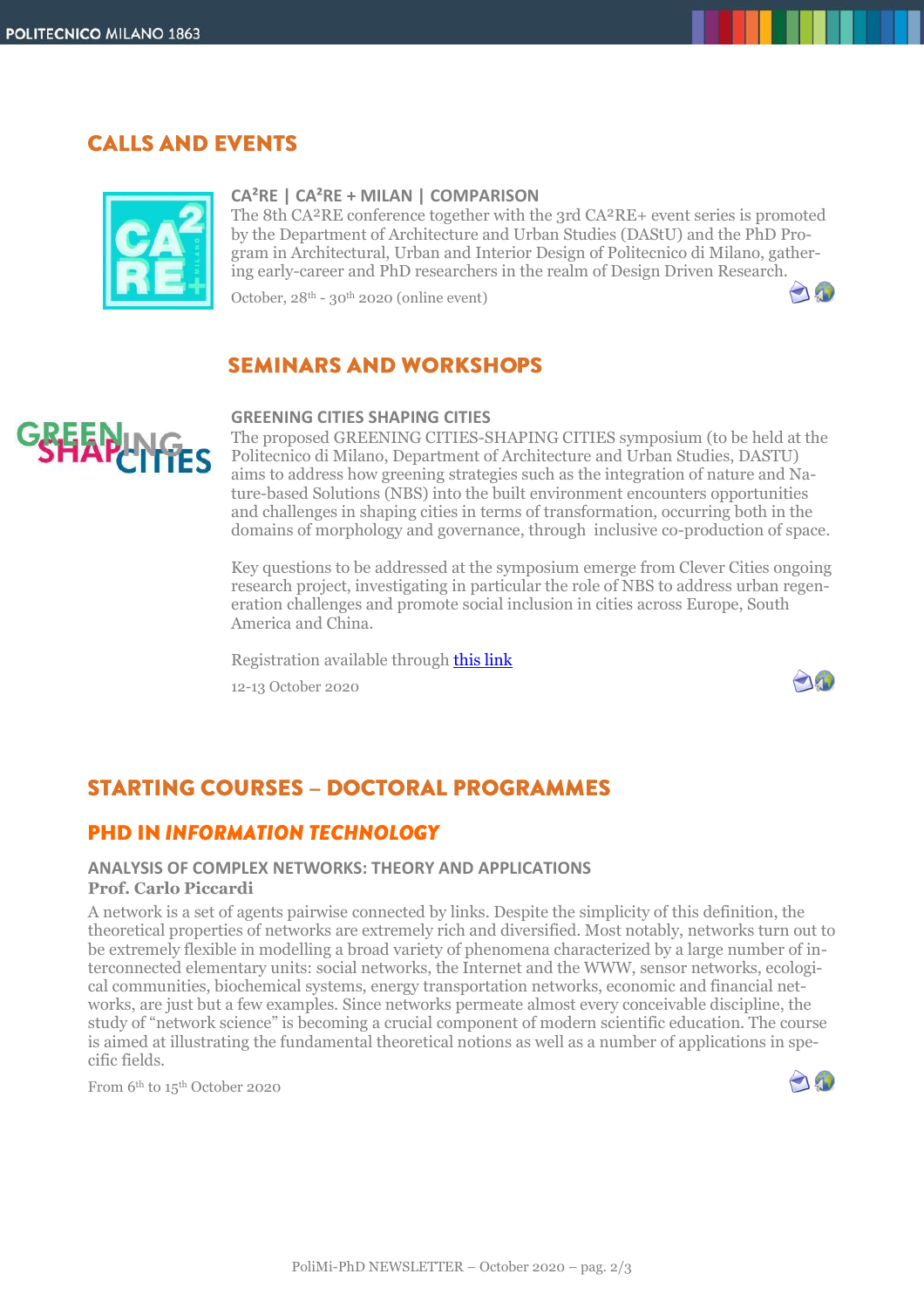## CALLS AND EVENTS

### CA²RE | CA²RE + MILAN | COMPARISON

The 8th CA²RE conference together with the 3rd CA²RE+ event series is promoted by the Department of Architecture and Urban Studies (DAStU) and the PhD Program in Architectural, Urban and Interior Design of Politecnico di Milano, gathering early-career and PhD researchers in the realm of Design Driven Research.

October, 28th - 30th 2020 (online event)

## SEMINARS AND WORKSHOPS

### GREENING CITIES SHAPING CITIES

The proposed GREENING CITIES-SHAPING CITIES symposium (to be held at the Politecnico di Milano, Department of Architecture and Urban Studies, DASTU) aims to address how greening strategies such as the integration of nature and Nature-based Solutions (NBS) into the built environment encounters opportunities and challenges in shaping cities in terms of transformation, occurring both in the domains of morphology and governance, through inclusive co-production of space.

Key questions to be addressed at the symposium emerge from Clever Cities ongoing research project, investigating in particular the role of NBS to address urban regeneration challenges and promote social inclusion in cities across Europe, South America and China.

Registration available through this link

12-13 October 2020

## STARTING COURSES – DOCTORAL PROGRAMMES

### PHD IN *INFORMATION TECHNOLOGY*

#### ANALYSIS OF COMPLEX NETWORKS: THEORY AND APPLICATIONS

**Prof. Carlo Piccardi**

A network is a set of agents pairwise connected by links. Despite the simplicity of this definition, the theoretical properties of networks are extremely rich and diversified. Most notably, networks turn out to be extremely flexible in modelling a broad variety of phenomena characterized by a large number of interconnected elementary units: social networks, the Internet and the WWW, sensor networks, ecological communities, biochemical systems, energy transportation networks, economic and financial networks, are just but a few examples. Since networks permeate almost every conceivable discipline, the study of "network science" is becoming a crucial component of modern scientific education. The course is aimed at illustrating the fundamental theoretical notions as well as a number of applications in specific fields.

From 6th to 15th October 2020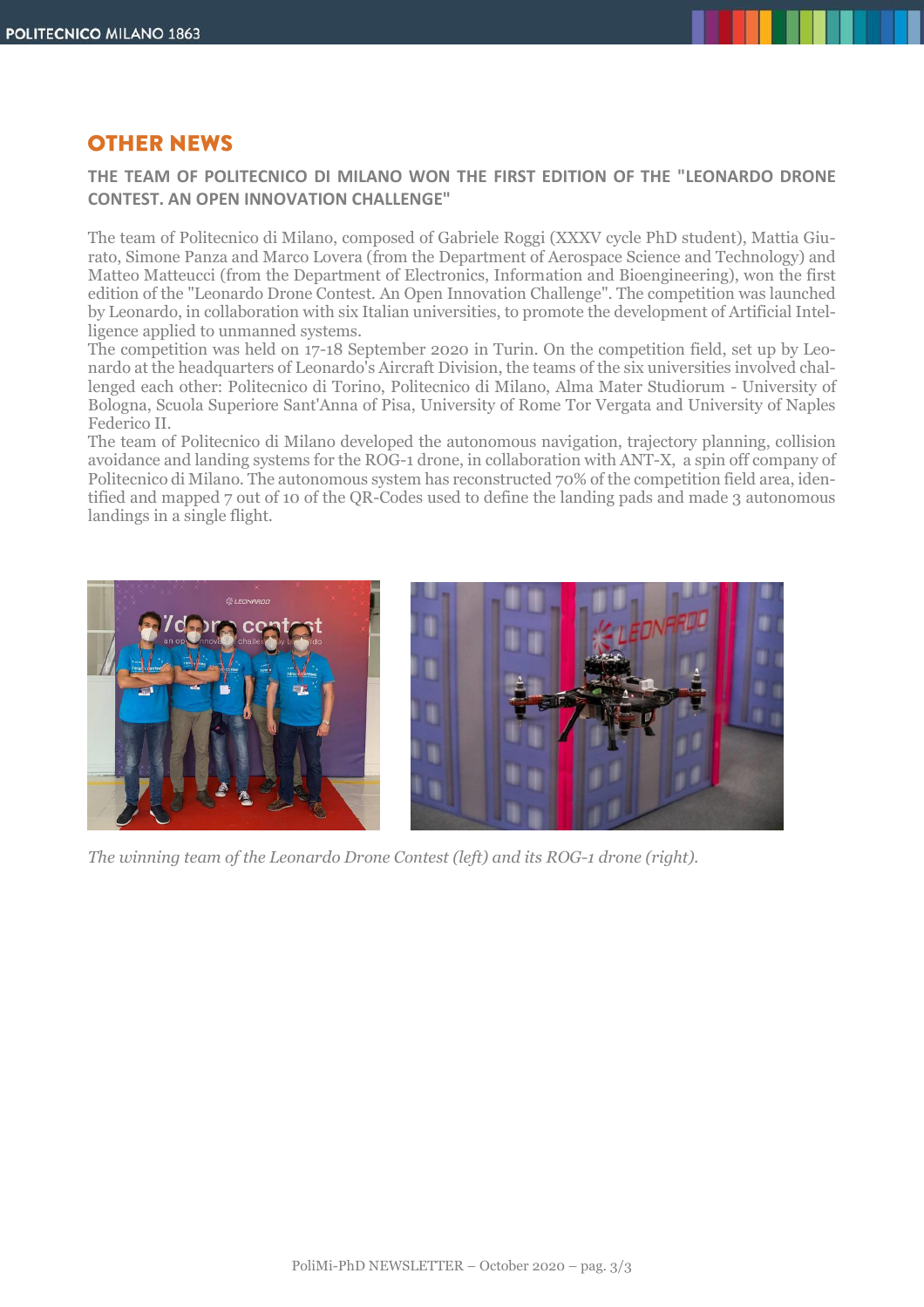## OTHER NEWS

### THE TEAM OF POLITECNICO DI MILANO WON THE FIRST EDITION OF THE "LEONARDO DRONE CONTEST. AN OPEN INNOVATION CHALLENGE"

The team of Politecnico di Milano, composed of Gabriele Roggi (XXXV cycle PhD student), Mattia Giurato, Simone Panza and Marco Lovera (from the Department of Aerospace Science and Technology) and Matteo Matteucci (from the Department of Electronics, Information and Bioengineering), won the first edition of the "Leonardo Drone Contest. An Open Innovation Challenge". The competition was launched by Leonardo, in collaboration with six Italian universities, to promote the development of Artificial Intelligence applied to unmanned systems.

The competition was held on 17-18 September 2020 in Turin. On the competition field, set up by Leonardo at the headquarters of Leonardo's Aircraft Division, the teams of the six universities involved challenged each other: Politecnico di Torino, Politecnico di Milano, Alma Mater Studiorum - University of Bologna, Scuola Superiore Sant'Anna of Pisa, University of Rome Tor Vergata and University of Naples Federico II.

The team of Politecnico di Milano developed the autonomous navigation, trajectory planning, collision avoidance and landing systems for the ROG-1 drone, in collaboration with ANT-X, a spin off company of Politecnico di Milano. The autonomous system has reconstructed 70% of the competition field area, identified and mapped 7 out of 10 of the QR-Codes used to define the landing pads and made 3 autonomous landings in a single flight.

*The winning team of the Leonardo Drone Contest (left) and its ROG-1 drone (right).*